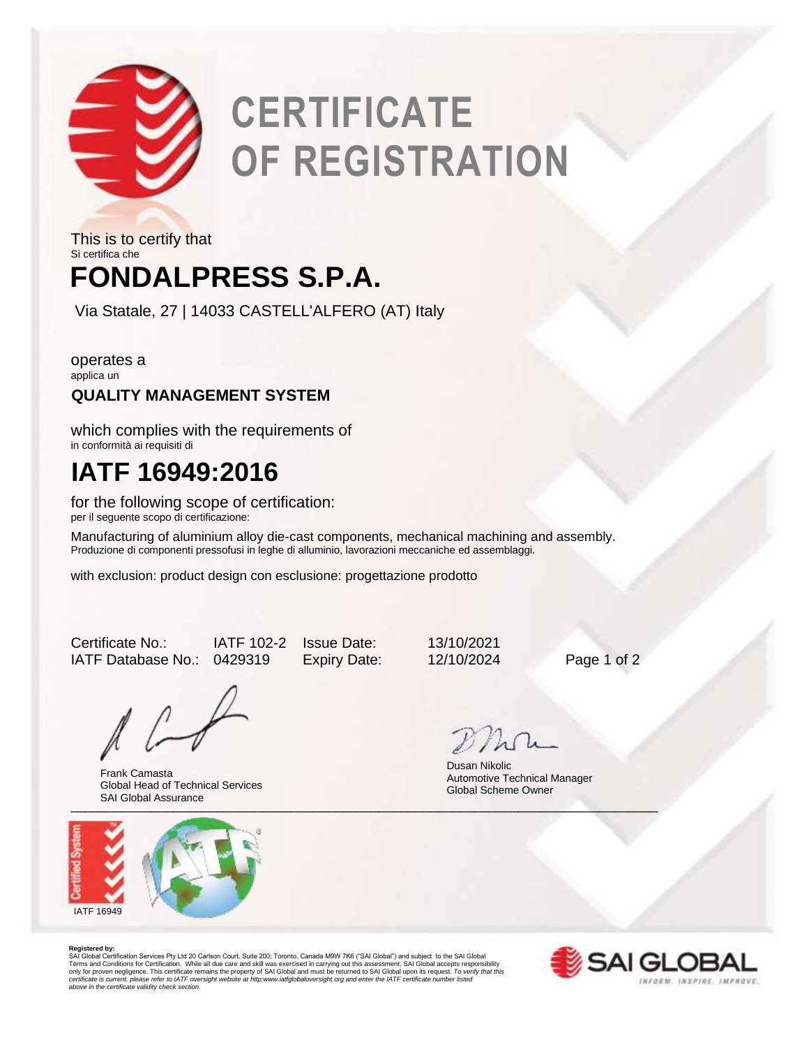# CERTIFICATE OF REGISTRATION

This is to certify that
Si certifica che

## FONDALPRESS S.P.A.

Via Statale, 27 | 14033 CASTELL'ALFERO (AT) Italy

operates a
applica un

**QUALITY MANAGEMENT SYSTEM**

which complies with the requirements of
in conformità ai requisiti di

## IATF 16949:2016

for the following scope of certification:
per il seguente scopo di certificazione:

Manufacturing of aluminium alloy die-cast components, mechanical machining and assembly.
Produzione di componenti pressofusi in leghe di alluminio, lavorazioni meccaniche ed assemblaggi.

with exclusion: product design con esclusione: progettazione prodotto

| | | | |
|---|---|---|---|
| Certificate No.: | IATF 102-2 | Issue Date: | 13/10/2021 |
| IATF Database No.: | 0429319 | Expiry Date: | 12/10/2024 |

Frank Camasta
Global Head of Technical Services
SAI Global Assurance

Dusan Nikolic
Automotive Technical Manager
Global Scheme Owner

IATF 16949

**Registered by:**
SAI Global Certification Services Pty Ltd 20 Carlson Court, Suite 200; Toronto, Canada M9W 7K6 ("SAI Global") and subject to the SAI Global Terms and Conditions for Certification. While all due care and skill was exercised in carrying out this assessment, SAI Global accepts responsibility only for proven negligence. This certificate remains the property of SAI Global and must be returned to SAI Global upon its request. *To verify that this certificate is current, please refer to IATF oversight website at http:www.iatfglobaloversight.org and enter the IATF certificate number listed above in the certificate validity check section.*

SAI GLOBAL
INFORM. INSPIRE. IMPROVE.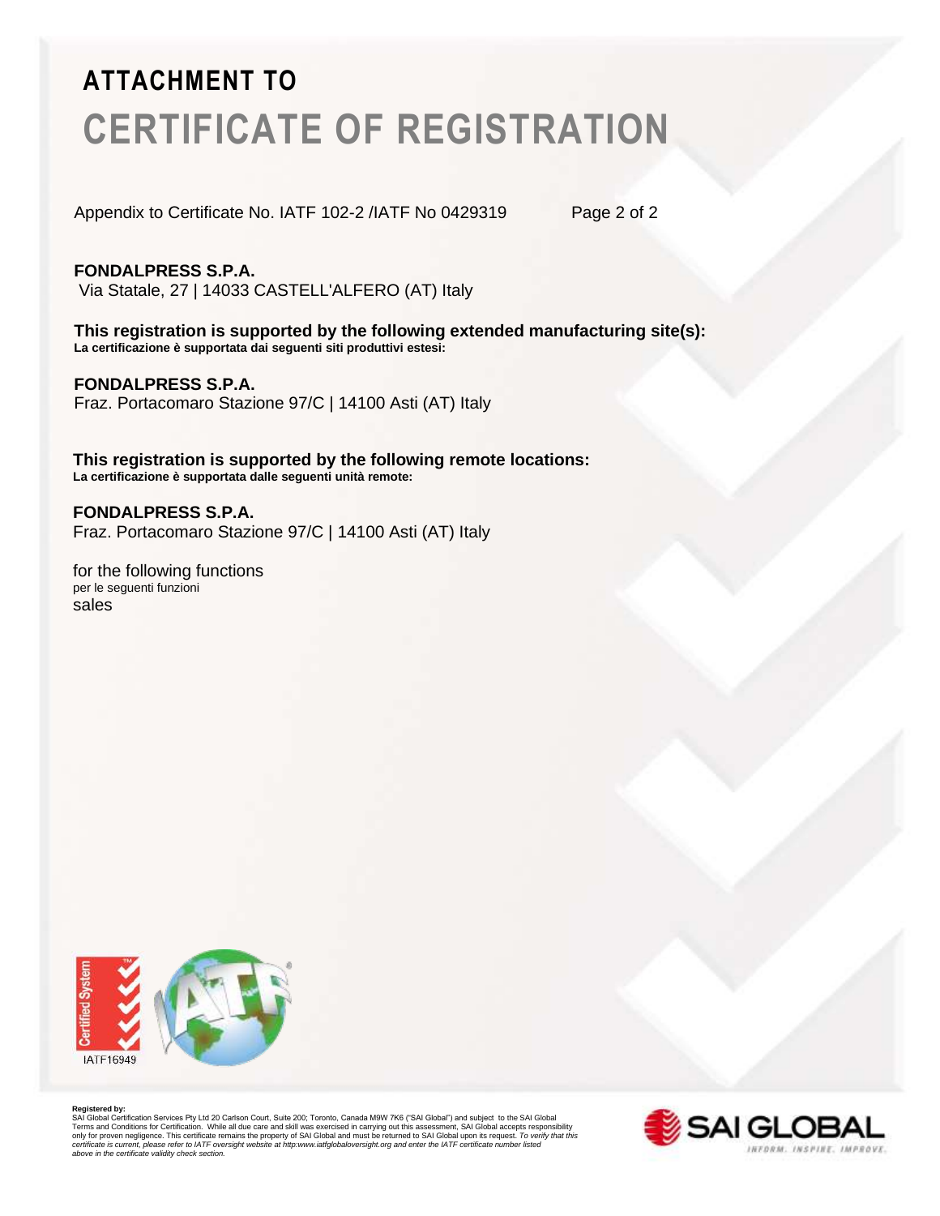# ATTACHMENT TO
# CERTIFICATE OF REGISTRATION

Appendix to Certificate No. IATF 102-2 /IATF No 0429319

**FONDALPRESS S.P.A.**
Via Statale, 27 | 14033 CASTELL'ALFERO (AT) Italy

**This registration is supported by the following extended manufacturing site(s):**
**La certificazione è supportata dai seguenti siti produttivi estesi:**

**FONDALPRESS S.P.A.**
Fraz. Portacomaro Stazione 97/C | 14100 Asti (AT) Italy

**This registration is supported by the following remote locations:**
**La certificazione è supportata dalle seguenti unità remote:**

**FONDALPRESS S.P.A.**
Fraz. Portacomaro Stazione 97/C | 14100 Asti (AT) Italy

for the following functions
per le seguenti funzioni
sales

Certified System
IATF16949

**Registered by:**
SAI Global Certification Services Pty Ltd 20 Carlson Court, Suite 200; Toronto, Canada M9W 7K6 ("SAI Global") and subject to the SAI Global Terms and Conditions for Certification. While all due care and skill was exercised in carrying out this assessment, SAI Global accepts responsibility only for proven negligence. This certificate remains the property of SAI Global and must be returned to SAI Global upon its request. *To verify that this certificate is current, please refer to IATF oversight website at http:www.iatfglobaloversight.org and enter the IATF certificate number listed above in the certificate validity check section.*

SAI GLOBAL
INFORM. INSPIRE. IMPROVE.